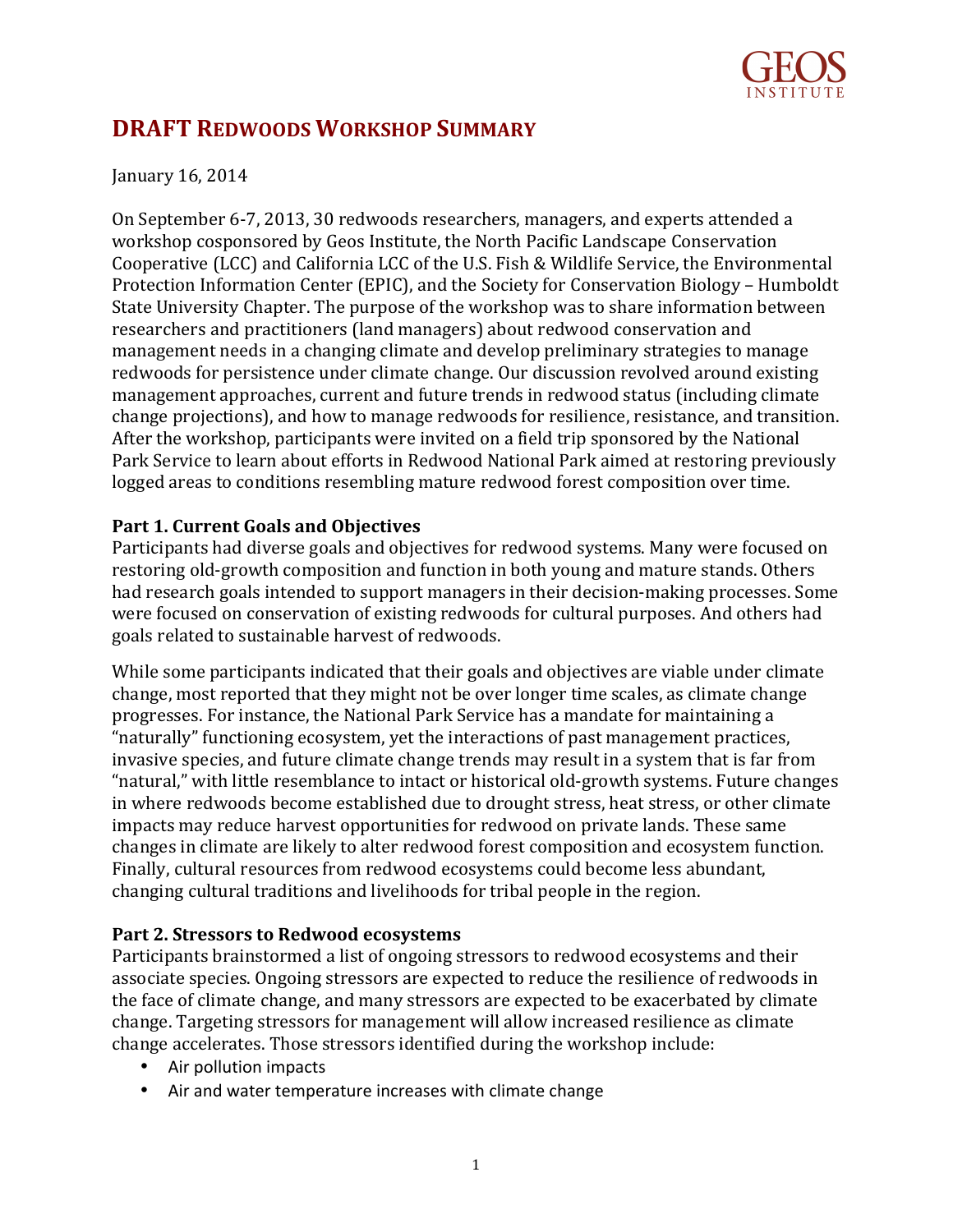GEOS INSTITUTE

# DRAFT REDWOODS WORKSHOP SUMMARY

January 16, 2014

On September 6-7, 2013, 30 redwoods researchers, managers, and experts attended a workshop cosponsored by Geos Institute, the North Pacific Landscape Conservation Cooperative (LCC) and California LCC of the U.S. Fish & Wildlife Service, the Environmental Protection Information Center (EPIC), and the Society for Conservation Biology – Humboldt State University Chapter. The purpose of the workshop was to share information between researchers and practitioners (land managers) about redwood conservation and management needs in a changing climate and develop preliminary strategies to manage redwoods for persistence under climate change. Our discussion revolved around existing management approaches, current and future trends in redwood status (including climate change projections), and how to manage redwoods for resilience, resistance, and transition. After the workshop, participants were invited on a field trip sponsored by the National Park Service to learn about efforts in Redwood National Park aimed at restoring previously logged areas to conditions resembling mature redwood forest composition over time.

### Part 1. Current Goals and Objectives

Participants had diverse goals and objectives for redwood systems. Many were focused on restoring old-growth composition and function in both young and mature stands. Others had research goals intended to support managers in their decision-making processes. Some were focused on conservation of existing redwoods for cultural purposes. And others had goals related to sustainable harvest of redwoods.

While some participants indicated that their goals and objectives are viable under climate change, most reported that they might not be over longer time scales, as climate change progresses. For instance, the National Park Service has a mandate for maintaining a "naturally" functioning ecosystem, yet the interactions of past management practices, invasive species, and future climate change trends may result in a system that is far from "natural," with little resemblance to intact or historical old-growth systems. Future changes in where redwoods become established due to drought stress, heat stress, or other climate impacts may reduce harvest opportunities for redwood on private lands. These same changes in climate are likely to alter redwood forest composition and ecosystem function. Finally, cultural resources from redwood ecosystems could become less abundant, changing cultural traditions and livelihoods for tribal people in the region.

### Part 2. Stressors to Redwood ecosystems

Participants brainstormed a list of ongoing stressors to redwood ecosystems and their associate species. Ongoing stressors are expected to reduce the resilience of redwoods in the face of climate change, and many stressors are expected to be exacerbated by climate change. Targeting stressors for management will allow increased resilience as climate change accelerates. Those stressors identified during the workshop include:

- Air pollution impacts
- Air and water temperature increases with climate change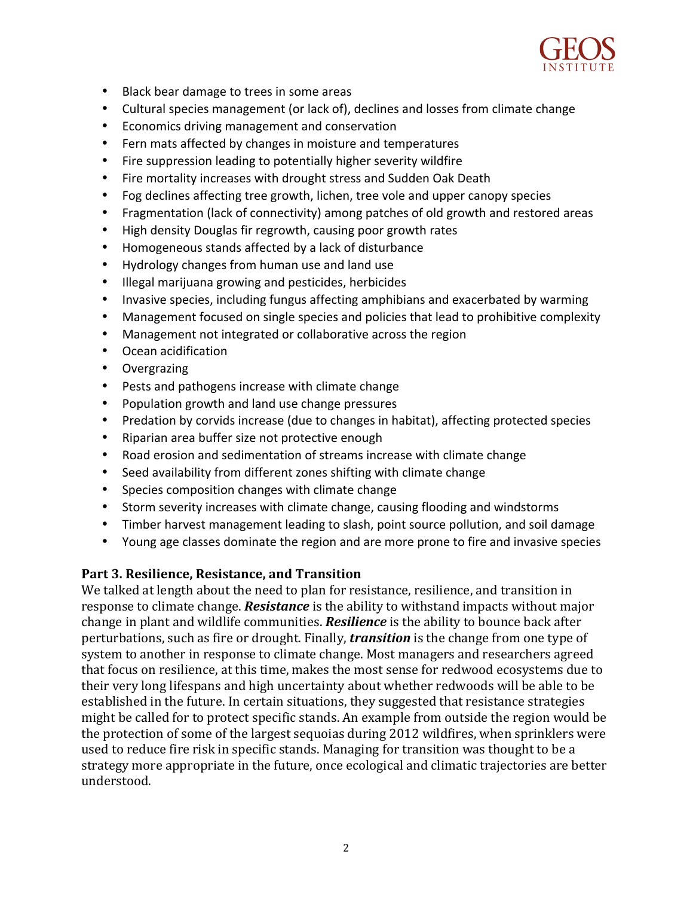- Black bear damage to trees in some areas
- Cultural species management (or lack of), declines and losses from climate change
- Economics driving management and conservation
- Fern mats affected by changes in moisture and temperatures
- Fire suppression leading to potentially higher severity wildfire
- Fire mortality increases with drought stress and Sudden Oak Death
- Fog declines affecting tree growth, lichen, tree vole and upper canopy species
- Fragmentation (lack of connectivity) among patches of old growth and restored areas
- High density Douglas fir regrowth, causing poor growth rates
- Homogeneous stands affected by a lack of disturbance
- Hydrology changes from human use and land use
- Illegal marijuana growing and pesticides, herbicides
- Invasive species, including fungus affecting amphibians and exacerbated by warming
- Management focused on single species and policies that lead to prohibitive complexity
- Management not integrated or collaborative across the region
- Ocean acidification
- Overgrazing
- Pests and pathogens increase with climate change
- Population growth and land use change pressures
- Predation by corvids increase (due to changes in habitat), affecting protected species
- Riparian area buffer size not protective enough
- Road erosion and sedimentation of streams increase with climate change
- Seed availability from different zones shifting with climate change
- Species composition changes with climate change
- Storm severity increases with climate change, causing flooding and windstorms
- Timber harvest management leading to slash, point source pollution, and soil damage
- Young age classes dominate the region and are more prone to fire and invasive species

### Part 3. Resilience, Resistance, and Transition

We talked at length about the need to plan for resistance, resilience, and transition in response to climate change. ***Resistance*** is the ability to withstand impacts without major change in plant and wildlife communities. ***Resilience*** is the ability to bounce back after perturbations, such as fire or drought. Finally, ***transition*** is the change from one type of system to another in response to climate change. Most managers and researchers agreed that focus on resilience, at this time, makes the most sense for redwood ecosystems due to their very long lifespans and high uncertainty about whether redwoods will be able to be established in the future. In certain situations, they suggested that resistance strategies might be called for to protect specific stands. An example from outside the region would be the protection of some of the largest sequoias during 2012 wildfires, when sprinklers were used to reduce fire risk in specific stands. Managing for transition was thought to be a strategy more appropriate in the future, once ecological and climatic trajectories are better understood.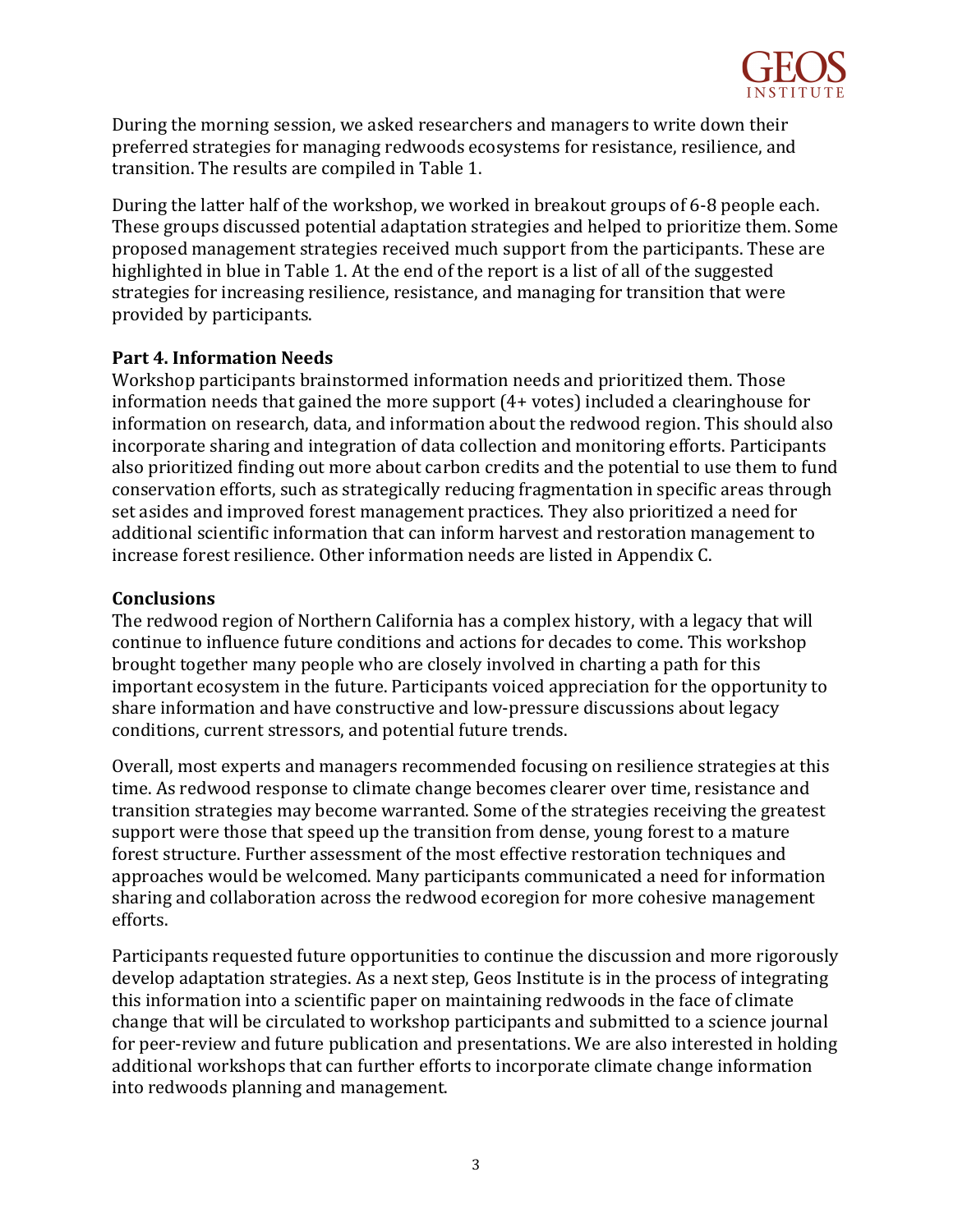During the morning session, we asked researchers and managers to write down their preferred strategies for managing redwoods ecosystems for resistance, resilience, and transition. The results are compiled in Table 1.

During the latter half of the workshop, we worked in breakout groups of 6-8 people each. These groups discussed potential adaptation strategies and helped to prioritize them. Some proposed management strategies received much support from the participants. These are highlighted in blue in Table 1. At the end of the report is a list of all of the suggested strategies for increasing resilience, resistance, and managing for transition that were provided by participants.

**Part 4. Information Needs**

Workshop participants brainstormed information needs and prioritized them. Those information needs that gained the more support (4+ votes) included a clearinghouse for information on research, data, and information about the redwood region. This should also incorporate sharing and integration of data collection and monitoring efforts. Participants also prioritized finding out more about carbon credits and the potential to use them to fund conservation efforts, such as strategically reducing fragmentation in specific areas through set asides and improved forest management practices. They also prioritized a need for additional scientific information that can inform harvest and restoration management to increase forest resilience. Other information needs are listed in Appendix C.

**Conclusions**

The redwood region of Northern California has a complex history, with a legacy that will continue to influence future conditions and actions for decades to come. This workshop brought together many people who are closely involved in charting a path for this important ecosystem in the future. Participants voiced appreciation for the opportunity to share information and have constructive and low-pressure discussions about legacy conditions, current stressors, and potential future trends.

Overall, most experts and managers recommended focusing on resilience strategies at this time. As redwood response to climate change becomes clearer over time, resistance and transition strategies may become warranted. Some of the strategies receiving the greatest support were those that speed up the transition from dense, young forest to a mature forest structure. Further assessment of the most effective restoration techniques and approaches would be welcomed. Many participants communicated a need for information sharing and collaboration across the redwood ecoregion for more cohesive management efforts.

Participants requested future opportunities to continue the discussion and more rigorously develop adaptation strategies. As a next step, Geos Institute is in the process of integrating this information into a scientific paper on maintaining redwoods in the face of climate change that will be circulated to workshop participants and submitted to a science journal for peer-review and future publication and presentations. We are also interested in holding additional workshops that can further efforts to incorporate climate change information into redwoods planning and management.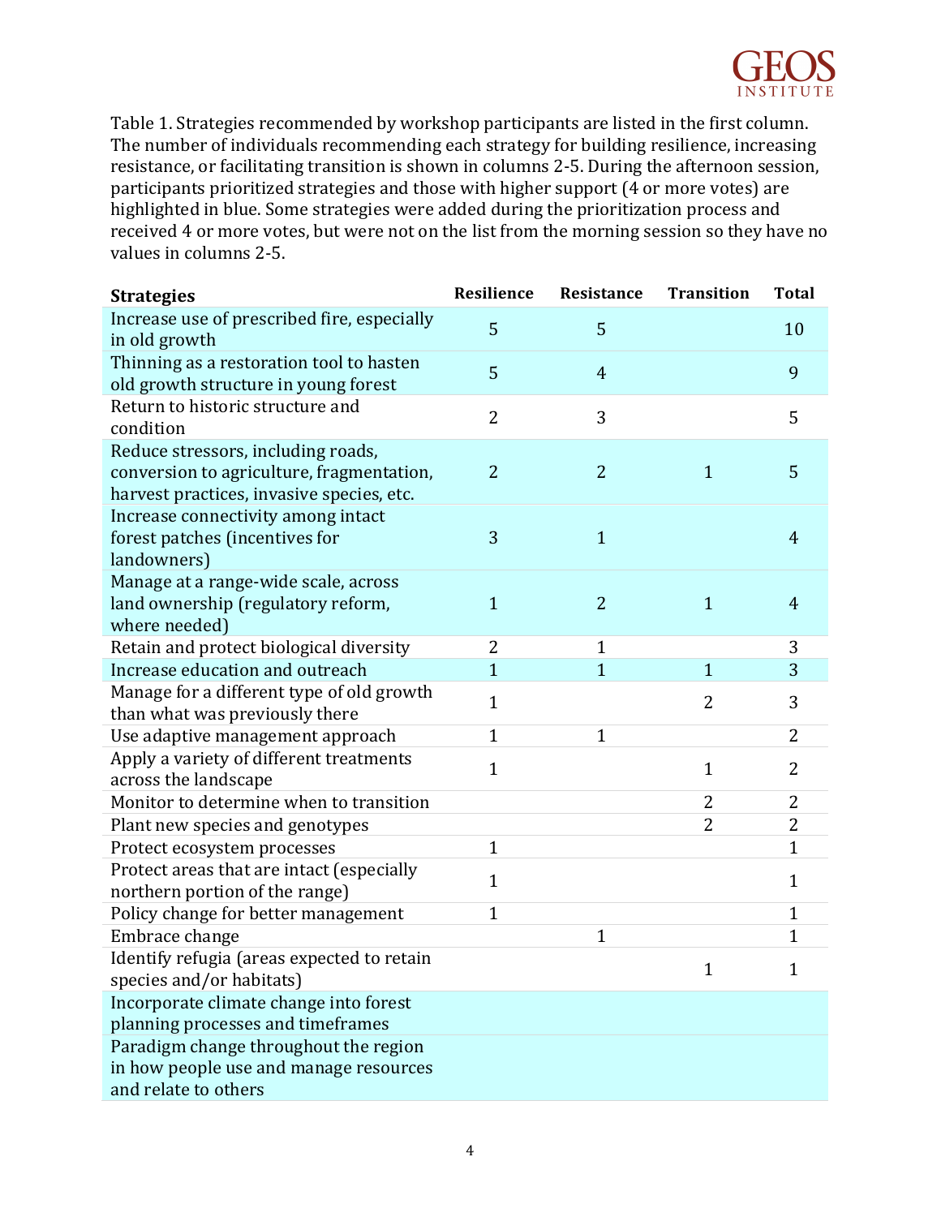Table 1. Strategies recommended by workshop participants are listed in the first column. The number of individuals recommending each strategy for building resilience, increasing resistance, or facilitating transition is shown in columns 2-5. During the afternoon session, participants prioritized strategies and those with higher support (4 or more votes) are highlighted in blue. Some strategies were added during the prioritization process and received 4 or more votes, but were not on the list from the morning session so they have no values in columns 2-5.

| Strategies | Resilience | Resistance | Transition | Total |
|---|---|---|---|---|
| Increase use of prescribed fire, especially in old growth | 5 | 5 | | 10 |
| Thinning as a restoration tool to hasten old growth structure in young forest | 5 | 4 | | 9 |
| Return to historic structure and condition | 2 | 3 | | 5 |
| Reduce stressors, including roads, conversion to agriculture, fragmentation, harvest practices, invasive species, etc. | 2 | 2 | 1 | 5 |
| Increase connectivity among intact forest patches (incentives for landowners) | 3 | 1 | | 4 |
| Manage at a range-wide scale, across land ownership (regulatory reform, where needed) | 1 | 2 | 1 | 4 |
| Retain and protect biological diversity | 2 | 1 | | 3 |
| Increase education and outreach | 1 | 1 | 1 | 3 |
| Manage for a different type of old growth than what was previously there | 1 | | 2 | 3 |
| Use adaptive management approach | 1 | 1 | | 2 |
| Apply a variety of different treatments across the landscape | 1 | | 1 | 2 |
| Monitor to determine when to transition | | | 2 | 2 |
| Plant new species and genotypes | | | 2 | 2 |
| Protect ecosystem processes | 1 | | | 1 |
| Protect areas that are intact (especially northern portion of the range) | 1 | | | 1 |
| Policy change for better management | 1 | | | 1 |
| Embrace change | | 1 | | 1 |
| Identify refugia (areas expected to retain species and/or habitats) | | | 1 | 1 |
| Incorporate climate change into forest planning processes and timeframes | | | | |
| Paradigm change throughout the region in how people use and manage resources and relate to others | | | | |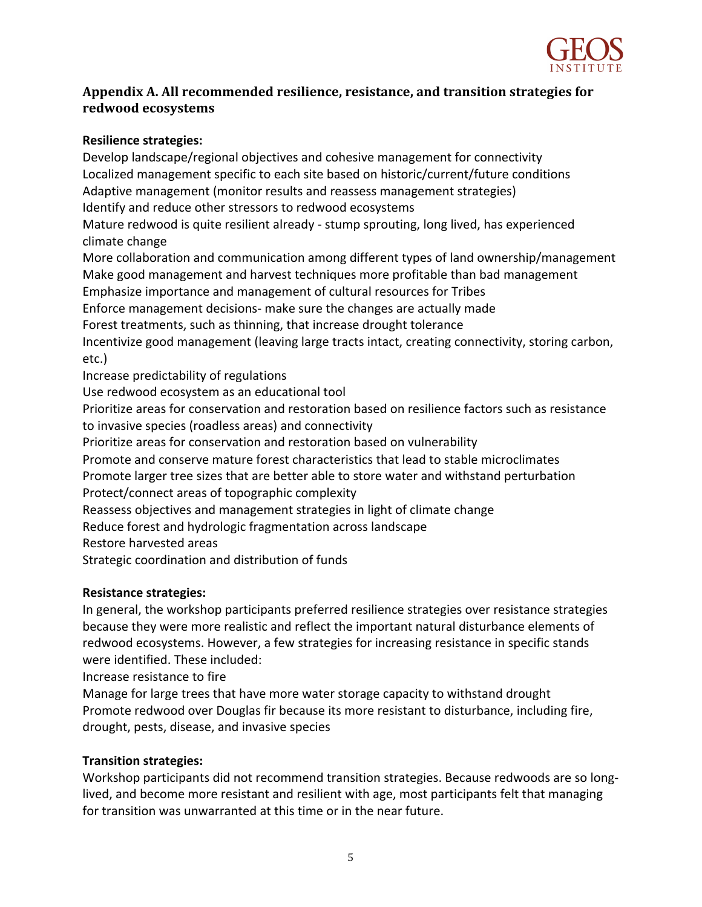## Appendix A. All recommended resilience, resistance, and transition strategies for redwood ecosystems

**Resilience strategies:**

Develop landscape/regional objectives and cohesive management for connectivity
Localized management specific to each site based on historic/current/future conditions
Adaptive management (monitor results and reassess management strategies)
Identify and reduce other stressors to redwood ecosystems
Mature redwood is quite resilient already - stump sprouting, long lived, has experienced climate change
More collaboration and communication among different types of land ownership/management
Make good management and harvest techniques more profitable than bad management
Emphasize importance and management of cultural resources for Tribes
Enforce management decisions- make sure the changes are actually made
Forest treatments, such as thinning, that increase drought tolerance
Incentivize good management (leaving large tracts intact, creating connectivity, storing carbon, etc.)
Increase predictability of regulations
Use redwood ecosystem as an educational tool
Prioritize areas for conservation and restoration based on resilience factors such as resistance to invasive species (roadless areas) and connectivity
Prioritize areas for conservation and restoration based on vulnerability
Promote and conserve mature forest characteristics that lead to stable microclimates
Promote larger tree sizes that are better able to store water and withstand perturbation
Protect/connect areas of topographic complexity
Reassess objectives and management strategies in light of climate change
Reduce forest and hydrologic fragmentation across landscape
Restore harvested areas
Strategic coordination and distribution of funds

**Resistance strategies:**

In general, the workshop participants preferred resilience strategies over resistance strategies because they were more realistic and reflect the important natural disturbance elements of redwood ecosystems. However, a few strategies for increasing resistance in specific stands were identified. These included:
Increase resistance to fire
Manage for large trees that have more water storage capacity to withstand drought
Promote redwood over Douglas fir because its more resistant to disturbance, including fire, drought, pests, disease, and invasive species

**Transition strategies:**

Workshop participants did not recommend transition strategies. Because redwoods are so long-lived, and become more resistant and resilient with age, most participants felt that managing for transition was unwarranted at this time or in the near future.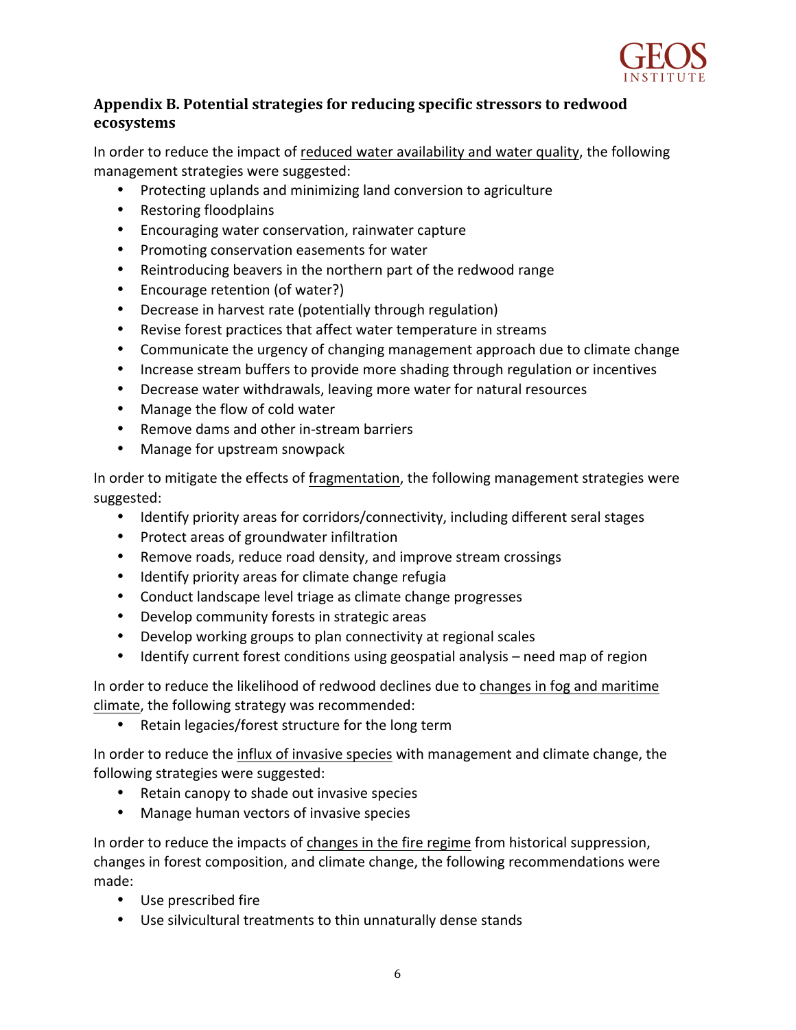## Appendix B. Potential strategies for reducing specific stressors to redwood ecosystems

In order to reduce the impact of <u>reduced water availability and water quality</u>, the following management strategies were suggested:

- Protecting uplands and minimizing land conversion to agriculture
- Restoring floodplains
- Encouraging water conservation, rainwater capture
- Promoting conservation easements for water
- Reintroducing beavers in the northern part of the redwood range
- Encourage retention (of water?)
- Decrease in harvest rate (potentially through regulation)
- Revise forest practices that affect water temperature in streams
- Communicate the urgency of changing management approach due to climate change
- Increase stream buffers to provide more shading through regulation or incentives
- Decrease water withdrawals, leaving more water for natural resources
- Manage the flow of cold water
- Remove dams and other in-stream barriers
- Manage for upstream snowpack

In order to mitigate the effects of <u>fragmentation</u>, the following management strategies were suggested:

- Identify priority areas for corridors/connectivity, including different seral stages
- Protect areas of groundwater infiltration
- Remove roads, reduce road density, and improve stream crossings
- Identify priority areas for climate change refugia
- Conduct landscape level triage as climate change progresses
- Develop community forests in strategic areas
- Develop working groups to plan connectivity at regional scales
- Identify current forest conditions using geospatial analysis – need map of region

In order to reduce the likelihood of redwood declines due to <u>changes in fog and maritime climate</u>, the following strategy was recommended:

- Retain legacies/forest structure for the long term

In order to reduce the <u>influx of invasive species</u> with management and climate change, the following strategies were suggested:

- Retain canopy to shade out invasive species
- Manage human vectors of invasive species

In order to reduce the impacts of <u>changes in the fire regime</u> from historical suppression, changes in forest composition, and climate change, the following recommendations were made:

- Use prescribed fire
- Use silvicultural treatments to thin unnaturally dense stands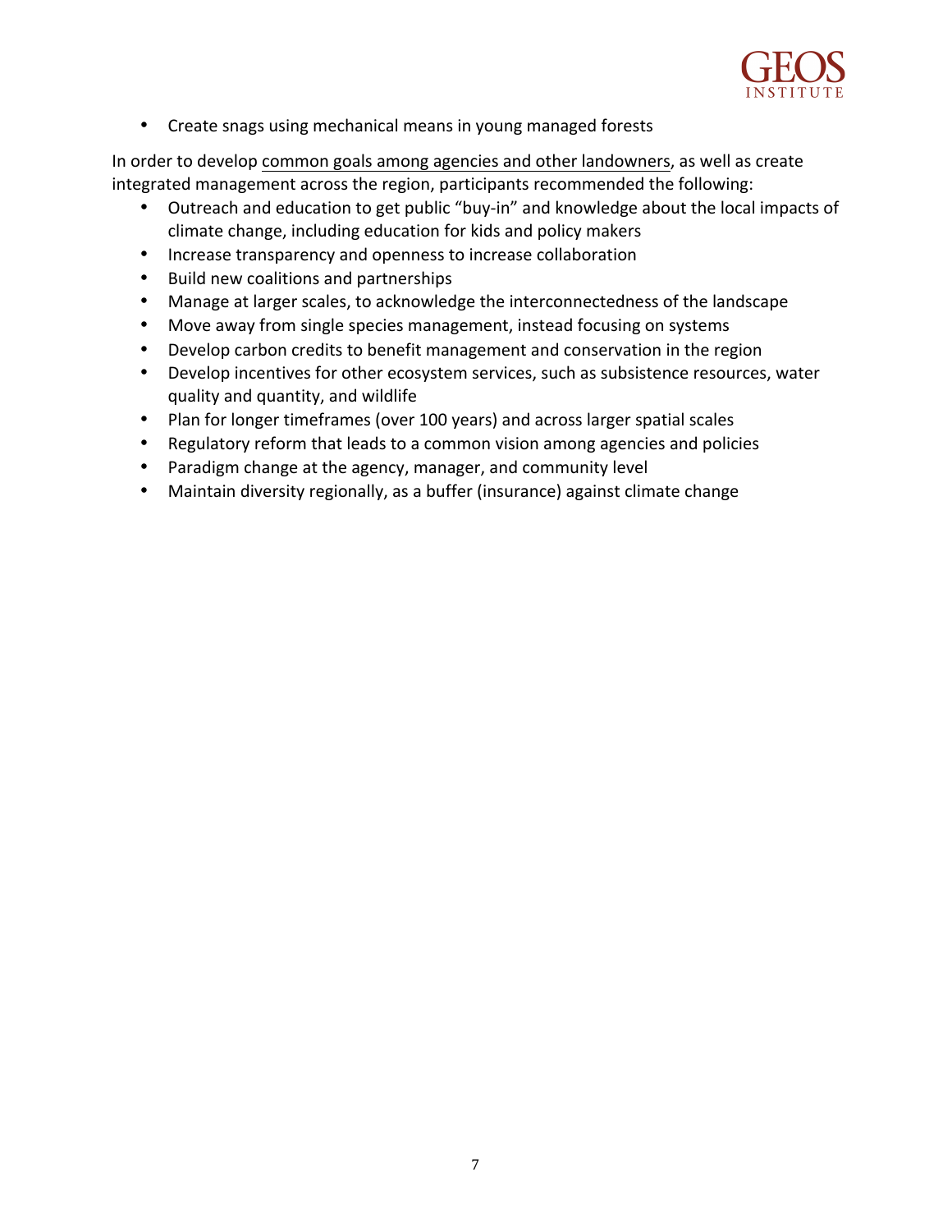- Create snags using mechanical means in young managed forests

In order to develop <u>common goals among agencies and other landowners</u>, as well as create integrated management across the region, participants recommended the following:

- Outreach and education to get public "buy-in" and knowledge about the local impacts of climate change, including education for kids and policy makers
- Increase transparency and openness to increase collaboration
- Build new coalitions and partnerships
- Manage at larger scales, to acknowledge the interconnectedness of the landscape
- Move away from single species management, instead focusing on systems
- Develop carbon credits to benefit management and conservation in the region
- Develop incentives for other ecosystem services, such as subsistence resources, water quality and quantity, and wildlife
- Plan for longer timeframes (over 100 years) and across larger spatial scales
- Regulatory reform that leads to a common vision among agencies and policies
- Paradigm change at the agency, manager, and community level
- Maintain diversity regionally, as a buffer (insurance) against climate change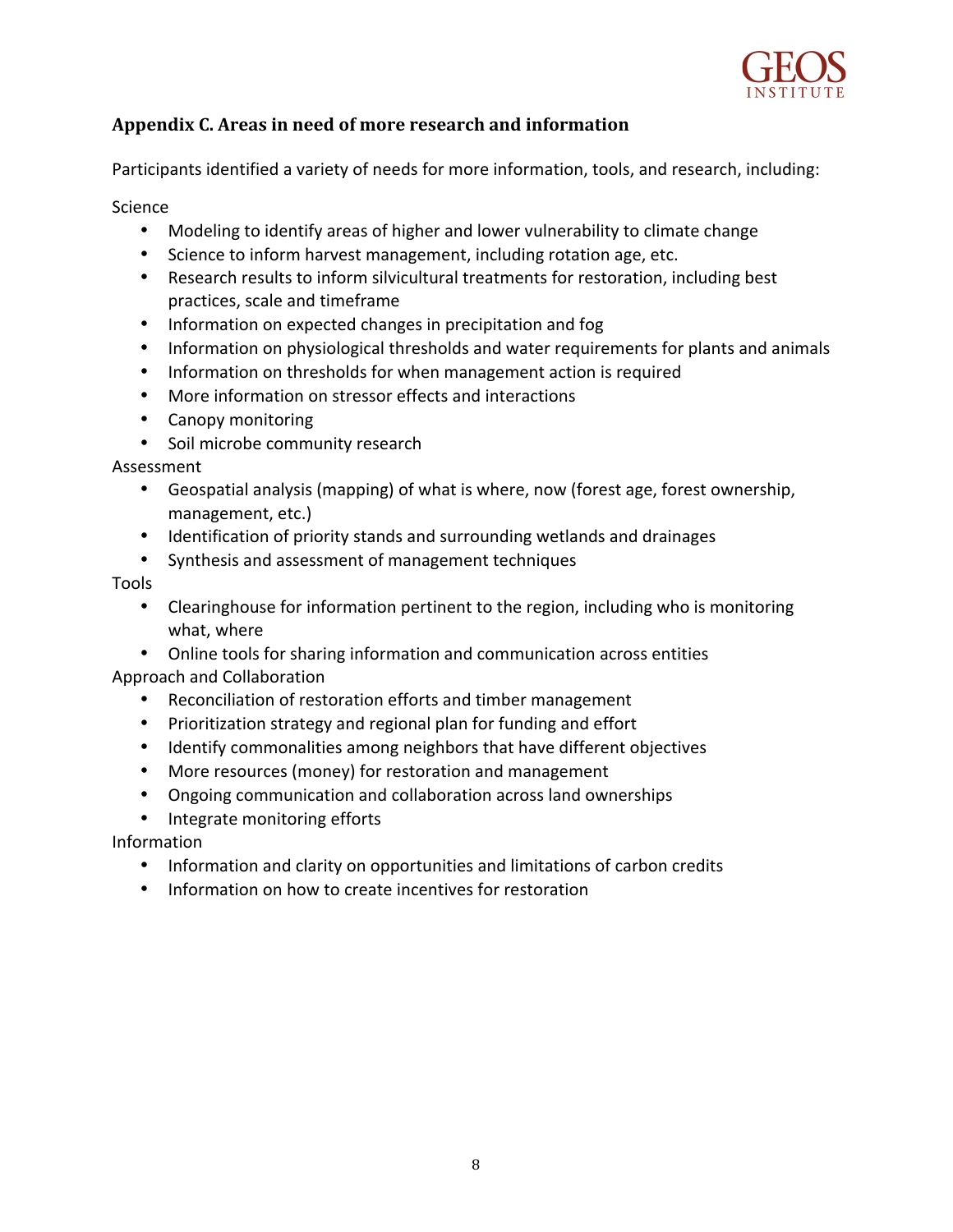## Appendix C. Areas in need of more research and information

Participants identified a variety of needs for more information, tools, and research, including:

Science

- Modeling to identify areas of higher and lower vulnerability to climate change
- Science to inform harvest management, including rotation age, etc.
- Research results to inform silvicultural treatments for restoration, including best practices, scale and timeframe
- Information on expected changes in precipitation and fog
- Information on physiological thresholds and water requirements for plants and animals
- Information on thresholds for when management action is required
- More information on stressor effects and interactions
- Canopy monitoring
- Soil microbe community research

Assessment

- Geospatial analysis (mapping) of what is where, now (forest age, forest ownership, management, etc.)
- Identification of priority stands and surrounding wetlands and drainages
- Synthesis and assessment of management techniques

Tools

- Clearinghouse for information pertinent to the region, including who is monitoring what, where
- Online tools for sharing information and communication across entities

Approach and Collaboration

- Reconciliation of restoration efforts and timber management
- Prioritization strategy and regional plan for funding and effort
- Identify commonalities among neighbors that have different objectives
- More resources (money) for restoration and management
- Ongoing communication and collaboration across land ownerships
- Integrate monitoring efforts

Information

- Information and clarity on opportunities and limitations of carbon credits
- Information on how to create incentives for restoration